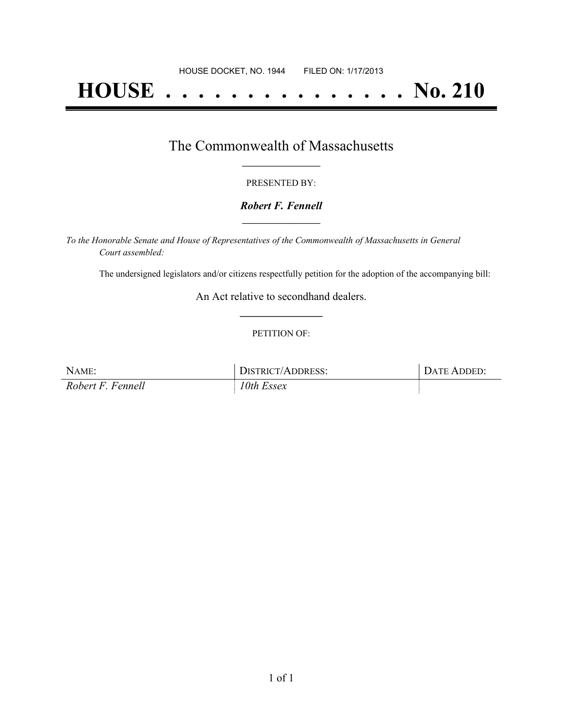HOUSE DOCKET, NO. 1944 FILED ON: 1/17/2013

# HOUSE . . . . . . . . . . . . . . . No. 210

## The Commonwealth of Massachusetts

PRESENTED BY:

***Robert F. Fennell***

*To the Honorable Senate and House of Representatives of the Commonwealth of Massachusetts in General Court assembled:*

The undersigned legislators and/or citizens respectfully petition for the adoption of the accompanying bill:

An Act relative to secondhand dealers.

PETITION OF:

| NAME: | DISTRICT/ADDRESS: | DATE ADDED: |
| --- | --- | --- |
| *Robert F. Fennell* | *10th Essex* | |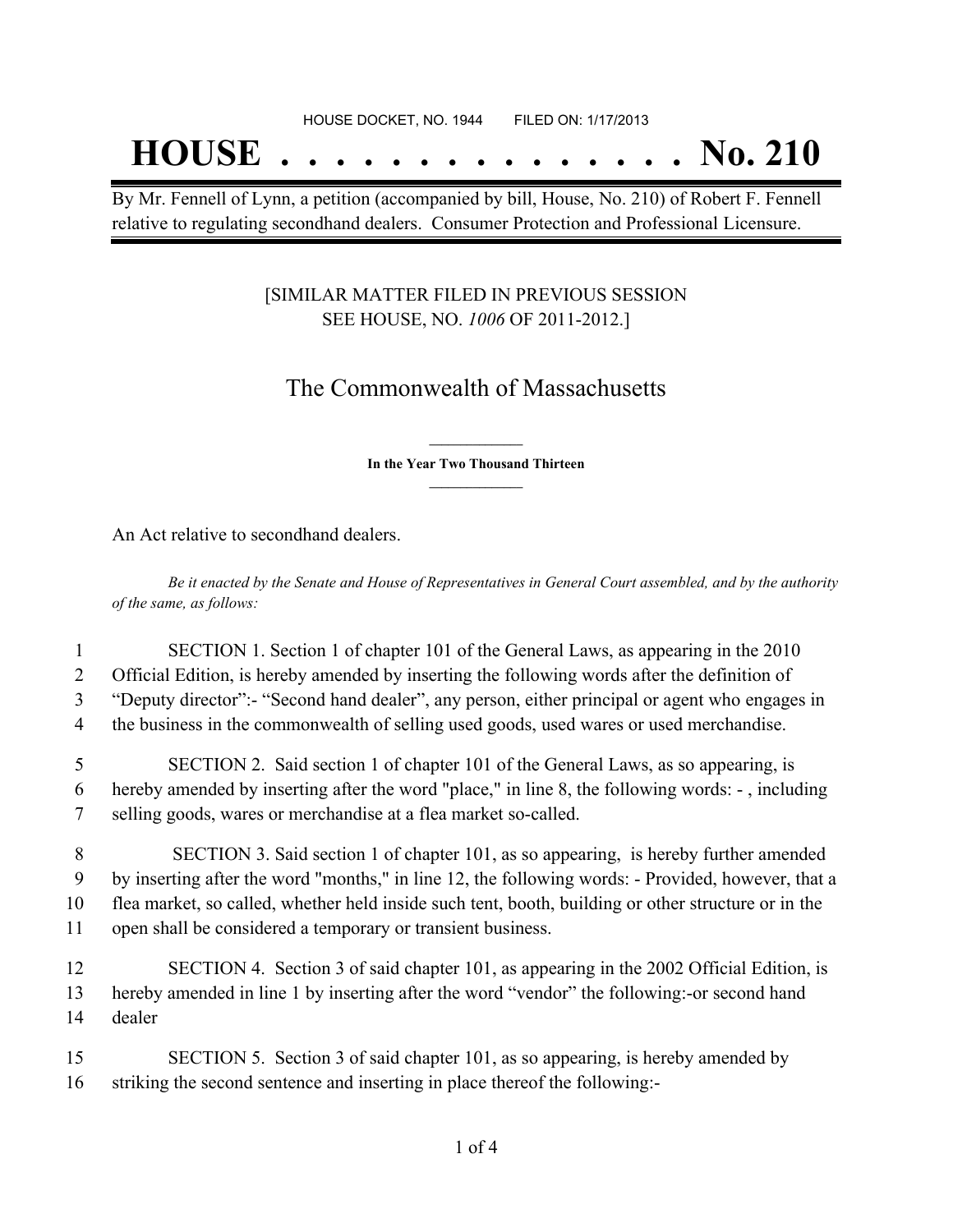HOUSE DOCKET, NO. 1944        FILED ON: 1/17/2013

# HOUSE . . . . . . . . . . . . . . . No. 210

By Mr. Fennell of Lynn, a petition (accompanied by bill, House, No. 210) of Robert F. Fennell relative to regulating secondhand dealers. Consumer Protection and Professional Licensure.

[SIMILAR MATTER FILED IN PREVIOUS SESSION SEE HOUSE, NO. *1006* OF 2011-2012.]

## The Commonwealth of Massachusetts

**In the Year Two Thousand Thirteen**

An Act relative to secondhand dealers.

*Be it enacted by the Senate and House of Representatives in General Court assembled, and by the authority of the same, as follows:*

1 SECTION 1. Section 1 of chapter 101 of the General Laws, as appearing in the 2010
2 Official Edition, is hereby amended by inserting the following words after the definition of
3 "Deputy director":- "Second hand dealer", any person, either principal or agent who engages in
4 the business in the commonwealth of selling used goods, used wares or used merchandise.

5 SECTION 2. Said section 1 of chapter 101 of the General Laws, as so appearing, is
6 hereby amended by inserting after the word "place," in line 8, the following words: - , including
7 selling goods, wares or merchandise at a flea market so-called.

8 SECTION 3. Said section 1 of chapter 101, as so appearing, is hereby further amended
9 by inserting after the word "months," in line 12, the following words: - Provided, however, that a
10 flea market, so called, whether held inside such tent, booth, building or other structure or in the
11 open shall be considered a temporary or transient business.

12 SECTION 4. Section 3 of said chapter 101, as appearing in the 2002 Official Edition, is
13 hereby amended in line 1 by inserting after the word "vendor" the following:-or second hand
14 dealer

15 SECTION 5. Section 3 of said chapter 101, as so appearing, is hereby amended by
16 striking the second sentence and inserting in place thereof the following:-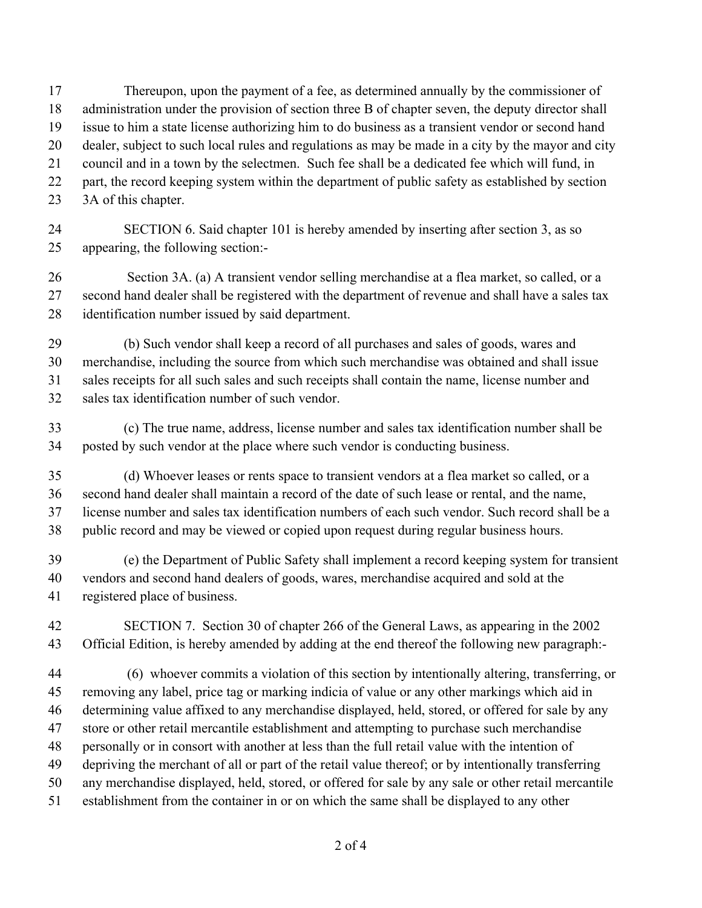Thereupon, upon the payment of a fee, as determined annually by the commissioner of administration under the provision of section three B of chapter seven, the deputy director shall issue to him a state license authorizing him to do business as a transient vendor or second hand dealer, subject to such local rules and regulations as may be made in a city by the mayor and city council and in a town by the selectmen. Such fee shall be a dedicated fee which will fund, in part, the record keeping system within the department of public safety as established by section 3A of this chapter.

SECTION 6. Said chapter 101 is hereby amended by inserting after section 3, as so appearing, the following section:-

Section 3A. (a) A transient vendor selling merchandise at a flea market, so called, or a second hand dealer shall be registered with the department of revenue and shall have a sales tax identification number issued by said department.

(b) Such vendor shall keep a record of all purchases and sales of goods, wares and merchandise, including the source from which such merchandise was obtained and shall issue sales receipts for all such sales and such receipts shall contain the name, license number and sales tax identification number of such vendor.

(c) The true name, address, license number and sales tax identification number shall be posted by such vendor at the place where such vendor is conducting business.

(d) Whoever leases or rents space to transient vendors at a flea market so called, or a second hand dealer shall maintain a record of the date of such lease or rental, and the name, license number and sales tax identification numbers of each such vendor. Such record shall be a public record and may be viewed or copied upon request during regular business hours.

(e) the Department of Public Safety shall implement a record keeping system for transient vendors and second hand dealers of goods, wares, merchandise acquired and sold at the registered place of business.

SECTION 7. Section 30 of chapter 266 of the General Laws, as appearing in the 2002 Official Edition, is hereby amended by adding at the end thereof the following new paragraph:-

(6) whoever commits a violation of this section by intentionally altering, transferring, or removing any label, price tag or marking indicia of value or any other markings which aid in determining value affixed to any merchandise displayed, held, stored, or offered for sale by any store or other retail mercantile establishment and attempting to purchase such merchandise personally or in consort with another at less than the full retail value with the intention of depriving the merchant of all or part of the retail value thereof; or by intentionally transferring any merchandise displayed, held, stored, or offered for sale by any sale or other retail mercantile establishment from the container in or on which the same shall be displayed to any other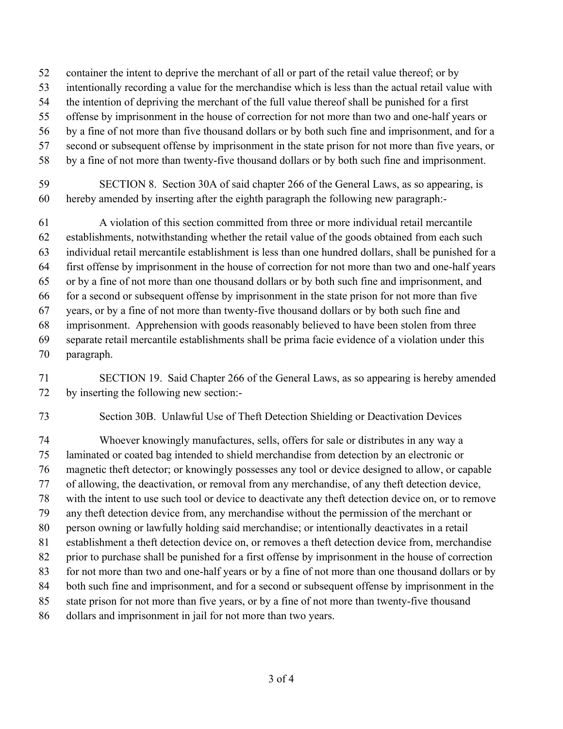container the intent to deprive the merchant of all or part of the retail value thereof; or by intentionally recording a value for the merchandise which is less than the actual retail value with the intention of depriving the merchant of the full value thereof shall be punished for a first offense by imprisonment in the house of correction for not more than two and one-half years or by a fine of not more than five thousand dollars or by both such fine and imprisonment, and for a second or subsequent offense by imprisonment in the state prison for not more than five years, or by a fine of not more than twenty-five thousand dollars or by both such fine and imprisonment.

SECTION 8. Section 30A of said chapter 266 of the General Laws, as so appearing, is hereby amended by inserting after the eighth paragraph the following new paragraph:-

A violation of this section committed from three or more individual retail mercantile establishments, notwithstanding whether the retail value of the goods obtained from each such individual retail mercantile establishment is less than one hundred dollars, shall be punished for a first offense by imprisonment in the house of correction for not more than two and one-half years or by a fine of not more than one thousand dollars or by both such fine and imprisonment, and for a second or subsequent offense by imprisonment in the state prison for not more than five years, or by a fine of not more than twenty-five thousand dollars or by both such fine and imprisonment. Apprehension with goods reasonably believed to have been stolen from three separate retail mercantile establishments shall be prima facie evidence of a violation under this paragraph.

SECTION 19. Said Chapter 266 of the General Laws, as so appearing is hereby amended by inserting the following new section:-

Section 30B. Unlawful Use of Theft Detection Shielding or Deactivation Devices

Whoever knowingly manufactures, sells, offers for sale or distributes in any way a laminated or coated bag intended to shield merchandise from detection by an electronic or magnetic theft detector; or knowingly possesses any tool or device designed to allow, or capable of allowing, the deactivation, or removal from any merchandise, of any theft detection device, with the intent to use such tool or device to deactivate any theft detection device on, or to remove any theft detection device from, any merchandise without the permission of the merchant or person owning or lawfully holding said merchandise; or intentionally deactivates in a retail establishment a theft detection device on, or removes a theft detection device from, merchandise prior to purchase shall be punished for a first offense by imprisonment in the house of correction for not more than two and one-half years or by a fine of not more than one thousand dollars or by both such fine and imprisonment, and for a second or subsequent offense by imprisonment in the state prison for not more than five years, or by a fine of not more than twenty-five thousand dollars and imprisonment in jail for not more than two years.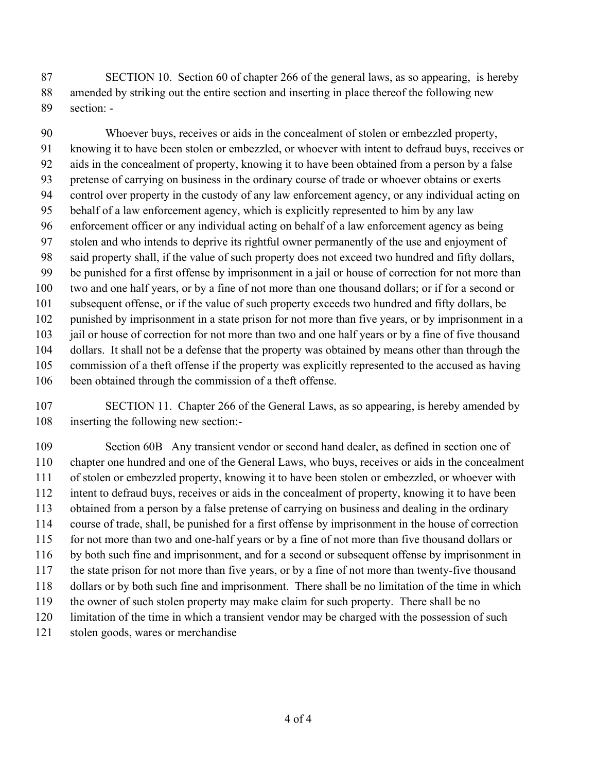SECTION 10. Section 60 of chapter 266 of the general laws, as so appearing, is hereby amended by striking out the entire section and inserting in place thereof the following new section: -

Whoever buys, receives or aids in the concealment of stolen or embezzled property, knowing it to have been stolen or embezzled, or whoever with intent to defraud buys, receives or aids in the concealment of property, knowing it to have been obtained from a person by a false pretense of carrying on business in the ordinary course of trade or whoever obtains or exerts control over property in the custody of any law enforcement agency, or any individual acting on behalf of a law enforcement agency, which is explicitly represented to him by any law enforcement officer or any individual acting on behalf of a law enforcement agency as being stolen and who intends to deprive its rightful owner permanently of the use and enjoyment of said property shall, if the value of such property does not exceed two hundred and fifty dollars, be punished for a first offense by imprisonment in a jail or house of correction for not more than two and one half years, or by a fine of not more than one thousand dollars; or if for a second or subsequent offense, or if the value of such property exceeds two hundred and fifty dollars, be punished by imprisonment in a state prison for not more than five years, or by imprisonment in a jail or house of correction for not more than two and one half years or by a fine of five thousand dollars. It shall not be a defense that the property was obtained by means other than through the commission of a theft offense if the property was explicitly represented to the accused as having been obtained through the commission of a theft offense.

SECTION 11. Chapter 266 of the General Laws, as so appearing, is hereby amended by inserting the following new section:-

Section 60B Any transient vendor or second hand dealer, as defined in section one of chapter one hundred and one of the General Laws, who buys, receives or aids in the concealment of stolen or embezzled property, knowing it to have been stolen or embezzled, or whoever with intent to defraud buys, receives or aids in the concealment of property, knowing it to have been obtained from a person by a false pretense of carrying on business and dealing in the ordinary course of trade, shall, be punished for a first offense by imprisonment in the house of correction for not more than two and one-half years or by a fine of not more than five thousand dollars or by both such fine and imprisonment, and for a second or subsequent offense by imprisonment in the state prison for not more than five years, or by a fine of not more than twenty-five thousand dollars or by both such fine and imprisonment. There shall be no limitation of the time in which the owner of such stolen property may make claim for such property. There shall be no limitation of the time in which a transient vendor may be charged with the possession of such stolen goods, wares or merchandise